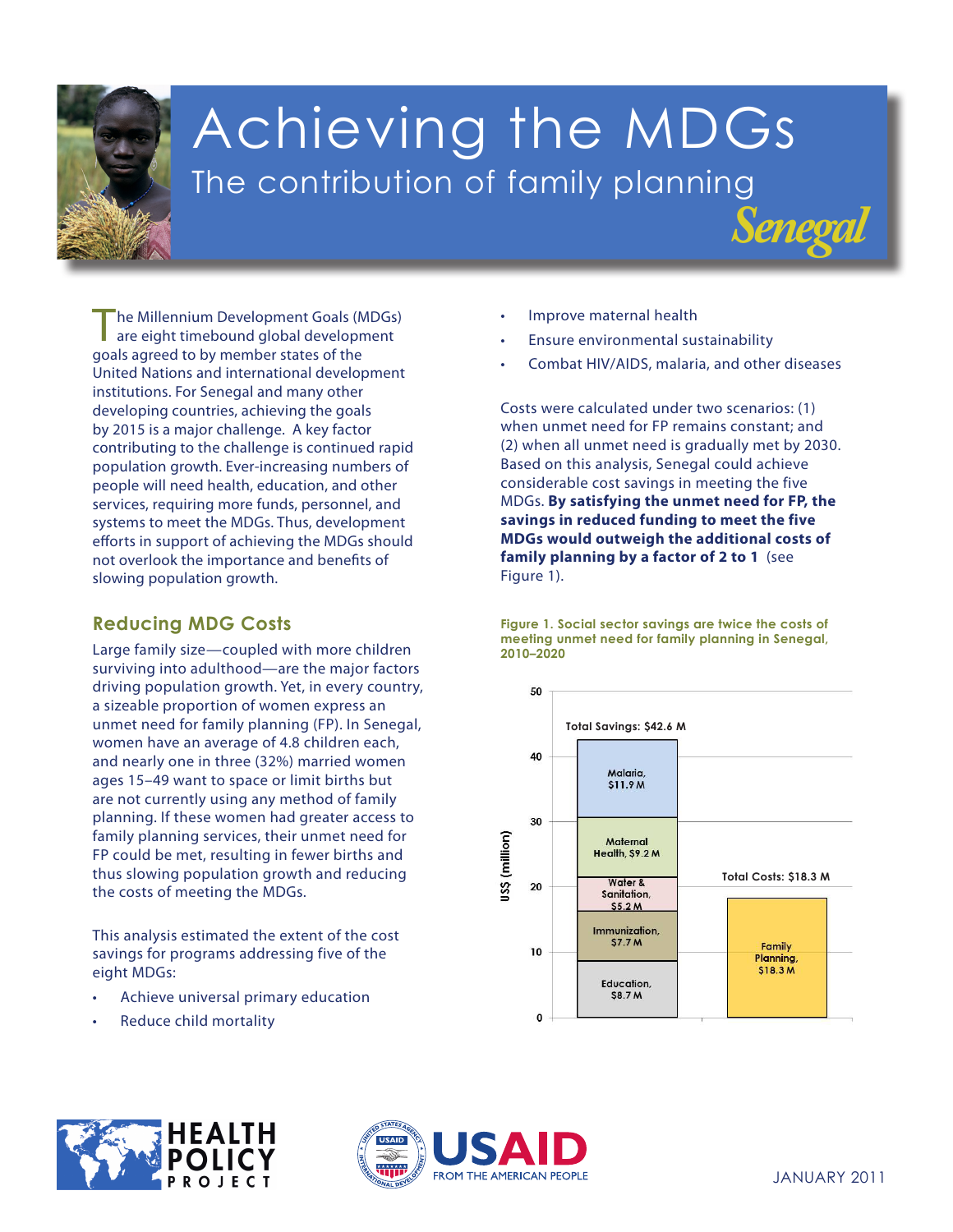# Achieving the MDGs

## The contribution of family planning

## Senegal

The Millennium Development Goals (MDGs) are eight timebound global development goals agreed to by member states of the United Nations and international development institutions. For Senegal and many other developing countries, achieving the goals by 2015 is a major challenge. A key factor contributing to the challenge is continued rapid population growth. Ever-increasing numbers of people will need health, education, and other services, requiring more funds, personnel, and systems to meet the MDGs. Thus, development efforts in support of achieving the MDGs should not overlook the importance and benefits of slowing population growth.

### Reducing MDG Costs

Large family size—coupled with more children surviving into adulthood—are the major factors driving population growth. Yet, in every country, a sizeable proportion of women express an unmet need for family planning (FP). In Senegal, women have an average of 4.8 children each, and nearly one in three (32%) married women ages 15–49 want to space or limit births but are not currently using any method of family planning. If these women had greater access to family planning services, their unmet need for FP could be met, resulting in fewer births and thus slowing population growth and reducing the costs of meeting the MDGs.

This analysis estimated the extent of the cost savings for programs addressing five of the eight MDGs:

- Achieve universal primary education
- Reduce child mortality
- Improve maternal health
- Ensure environmental sustainability
- Combat HIV/AIDS, malaria, and other diseases

Costs were calculated under two scenarios: (1) when unmet need for FP remains constant; and (2) when all unmet need is gradually met by 2030. Based on this analysis, Senegal could achieve considerable cost savings in meeting the five MDGs. **By satisfying the unmet need for FP, the savings in reduced funding to meet the five MDGs would outweigh the additional costs of family planning by a factor of 2 to 1** (see Figure 1).

**Figure 1. Social sector savings are twice the costs of meeting unmet need for family planning in Senegal, 2010–2020**

| | Total Savings: $42.6 M | Total Costs: $18.3 M |
|---|---|---|
| Education | $8.7 M | |
| Immunization | $7.7 M | |
| Water & Sanitation | $5.2 M | |
| Maternal Health | $9.2 M | |
| Malaria | $11.9 M | |
| Family Planning | | $18.3 M |

Y-axis: US$ (million)

HEALTH POLICY PROJECT

USAID FROM THE AMERICAN PEOPLE

JANUARY 2011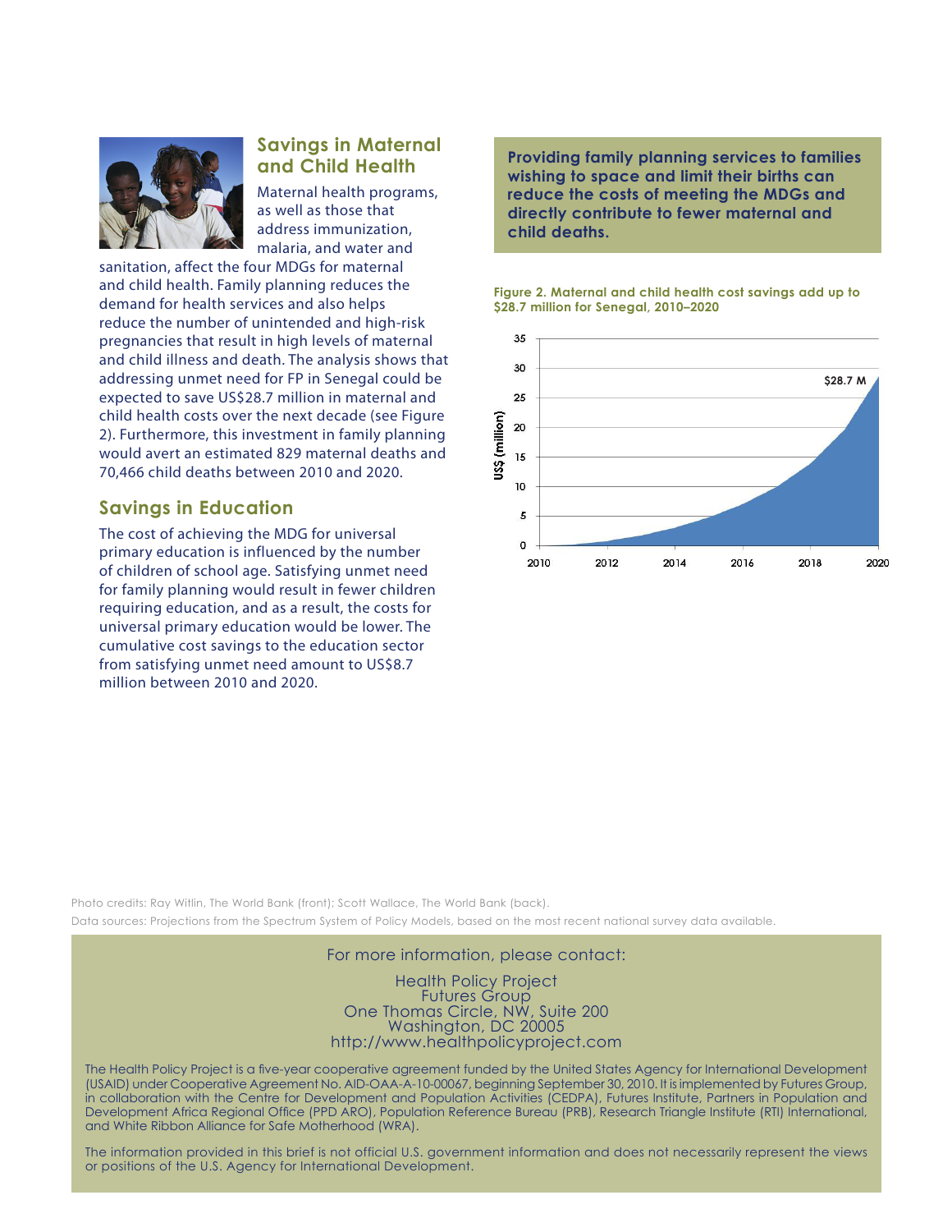## Savings in Maternal and Child Health

Maternal health programs, as well as those that address immunization, malaria, and water and sanitation, affect the four MDGs for maternal and child health. Family planning reduces the demand for health services and also helps reduce the number of unintended and high-risk pregnancies that result in high levels of maternal and child illness and death. The analysis shows that addressing unmet need for FP in Senegal could be expected to save US$28.7 million in maternal and child health costs over the next decade (see Figure 2). Furthermore, this investment in family planning would avert an estimated 829 maternal deaths and 70,466 child deaths between 2010 and 2020.

## Savings in Education

The cost of achieving the MDG for universal primary education is influenced by the number of children of school age. Satisfying unmet need for family planning would result in fewer children requiring education, and as a result, the costs for universal primary education would be lower. The cumulative cost savings to the education sector from satisfying unmet need amount to US$8.7 million between 2010 and 2020.

**Providing family planning services to families wishing to space and limit their births can reduce the costs of meeting the MDGs and directly contribute to fewer maternal and child deaths.**

**Figure 2. Maternal and child health cost savings add up to $28.7 million for Senegal, 2010–2020**

US$ (million)
0
5
10
15
20
25
30
35
$28.7 M
2010
2012
2014
2016
2018
2020

Photo credits: Ray Witlin, The World Bank (front); Scott Wallace, The World Bank (back).

Data sources: Projections from the Spectrum System of Policy Models, based on the most recent national survey data available.

For more information, please contact:

Health Policy Project
Futures Group
One Thomas Circle, NW, Suite 200
Washington, DC 20005
http://www.healthpolicyproject.com

The Health Policy Project is a five-year cooperative agreement funded by the United States Agency for International Development (USAID) under Cooperative Agreement No. AID-OAA-A-10-00067, beginning September 30, 2010. It is implemented by Futures Group, in collaboration with the Centre for Development and Population Activities (CEDPA), Futures Institute, Partners in Population and Development Africa Regional Office (PPD ARO), Population Reference Bureau (PRB), Research Triangle Institute (RTI) International, and White Ribbon Alliance for Safe Motherhood (WRA).

The information provided in this brief is not official U.S. government information and does not necessarily represent the views or positions of the U.S. Agency for International Development.